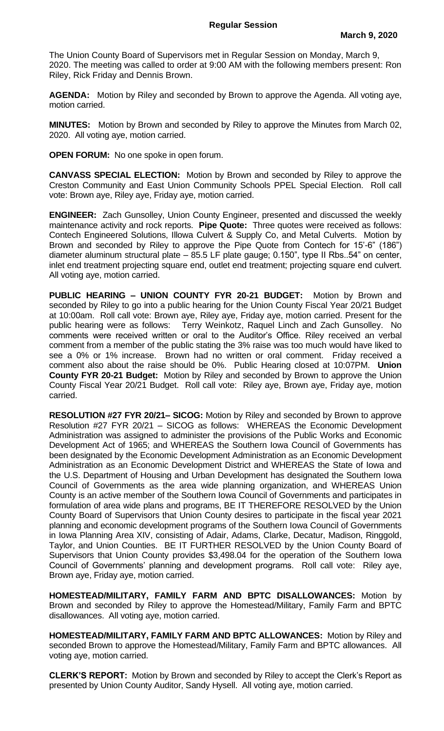**Regular Session**

**March 9, 2020**

The Union County Board of Supervisors met in Regular Session on Monday, March 9, 2020. The meeting was called to order at 9:00 AM with the following members present: Ron Riley, Rick Friday and Dennis Brown.

**AGENDA:** Motion by Riley and seconded by Brown to approve the Agenda. All voting aye, motion carried.

**MINUTES:** Motion by Brown and seconded by Riley to approve the Minutes from March 02, 2020. All voting aye, motion carried.

**OPEN FORUM:** No one spoke in open forum.

**CANVASS SPECIAL ELECTION:** Motion by Brown and seconded by Riley to approve the Creston Community and East Union Community Schools PPEL Special Election. Roll call vote: Brown aye, Riley aye, Friday aye, motion carried.

**ENGINEER:** Zach Gunsolley, Union County Engineer, presented and discussed the weekly maintenance activity and rock reports. **Pipe Quote:** Three quotes were received as follows: Contech Engineered Solutions, Illowa Culvert & Supply Co, and Metal Culverts. Motion by Brown and seconded by Riley to approve the Pipe Quote from Contech for 15'-6" (186") diameter aluminum structural plate – 85.5 LF plate gauge; 0.150", type II Rbs..54" on center, inlet end treatment projecting square end, outlet end treatment; projecting square end culvert. All voting aye, motion carried.

**PUBLIC HEARING – UNION COUNTY FYR 20-21 BUDGET:** Motion by Brown and seconded by Riley to go into a public hearing for the Union County Fiscal Year 20/21 Budget at 10:00am. Roll call vote: Brown aye, Riley aye, Friday aye, motion carried. Present for the public hearing were as follows: Terry Weinkotz, Raquel Linch and Zach Gunsolley. No comments were received written or oral to the Auditor's Office. Riley received an verbal comment from a member of the public stating the 3% raise was too much would have liked to see a 0% or 1% increase. Brown had no written or oral comment. Friday received a comment also about the raise should be 0%. Public Hearing closed at 10:07PM. **Union County FYR 20-21 Budget:** Motion by Riley and seconded by Brown to approve the Union County Fiscal Year 20/21 Budget. Roll call vote: Riley aye, Brown aye, Friday aye, motion carried.

**RESOLUTION #27 FYR 20/21– SICOG:** Motion by Riley and seconded by Brown to approve Resolution #27 FYR 20/21 – SICOG as follows: WHEREAS the Economic Development Administration was assigned to administer the provisions of the Public Works and Economic Development Act of 1965; and WHEREAS the Southern Iowa Council of Governments has been designated by the Economic Development Administration as an Economic Development Administration as an Economic Development District and WHEREAS the State of Iowa and the U.S. Department of Housing and Urban Development has designated the Southern Iowa Council of Governments as the area wide planning organization, and WHEREAS Union County is an active member of the Southern Iowa Council of Governments and participates in formulation of area wide plans and programs, BE IT THEREFORE RESOLVED by the Union County Board of Supervisors that Union County desires to participate in the fiscal year 2021 planning and economic development programs of the Southern Iowa Council of Governments in Iowa Planning Area XIV, consisting of Adair, Adams, Clarke, Decatur, Madison, Ringgold, Taylor, and Union Counties. BE IT FURTHER RESOLVED by the Union County Board of Supervisors that Union County provides $3,498.04 for the operation of the Southern Iowa Council of Governments' planning and development programs. Roll call vote: Riley aye, Brown aye, Friday aye, motion carried.

**HOMESTEAD/MILITARY, FAMILY FARM AND BPTC DISALLOWANCES:** Motion by Brown and seconded by Riley to approve the Homestead/Military, Family Farm and BPTC disallowances. All voting aye, motion carried.

**HOMESTEAD/MILITARY, FAMILY FARM AND BPTC ALLOWANCES:** Motion by Riley and seconded Brown to approve the Homestead/Military, Family Farm and BPTC allowances. All voting aye, motion carried.

**CLERK'S REPORT:** Motion by Brown and seconded by Riley to accept the Clerk's Report as presented by Union County Auditor, Sandy Hysell. All voting aye, motion carried.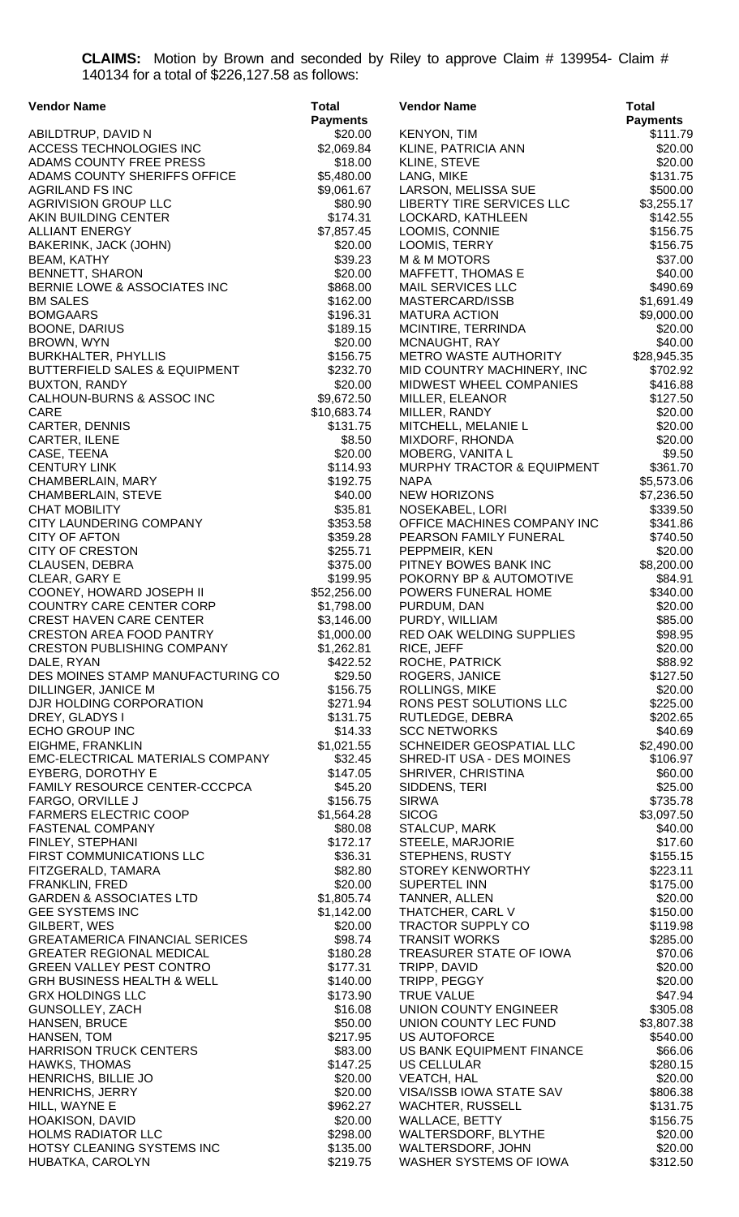**CLAIMS:** Motion by Brown and seconded by Riley to approve Claim # 139954- Claim # 140134 for a total of $226,127.58 as follows:

| Vendor Name | Total Payments | Vendor Name | Total Payments |
|---|---|---|---|
| ABILDTRUP, DAVID N | $20.00 | KENYON, TIM | $111.79 |
| ACCESS TECHNOLOGIES INC | $2,069.84 | KLINE, PATRICIA ANN | $20.00 |
| ADAMS COUNTY FREE PRESS | $18.00 | KLINE, STEVE | $20.00 |
| ADAMS COUNTY SHERIFFS OFFICE | $5,480.00 | LANG, MIKE | $131.75 |
| AGRILAND FS INC | $9,061.67 | LARSON, MELISSA SUE | $500.00 |
| AGRIVISION GROUP LLC | $80.90 | LIBERTY TIRE SERVICES LLC | $3,255.17 |
| AKIN BUILDING CENTER | $174.31 | LOCKARD, KATHLEEN | $142.55 |
| ALLIANT ENERGY | $7,857.45 | LOOMIS, CONNIE | $156.75 |
| BAKERINK, JACK (JOHN) | $20.00 | LOOMIS, TERRY | $156.75 |
| BEAM, KATHY | $39.23 | M & M MOTORS | $37.00 |
| BENNETT, SHARON | $20.00 | MAFFETT, THOMAS E | $40.00 |
| BERNIE LOWE & ASSOCIATES INC | $868.00 | MAIL SERVICES LLC | $490.69 |
| BM SALES | $162.00 | MASTERCARD/ISSB | $1,691.49 |
| BOMGAARS | $196.31 | MATURA ACTION | $9,000.00 |
| BOONE, DARIUS | $189.15 | MCINTIRE, TERRINDA | $20.00 |
| BROWN, WYN | $20.00 | MCNAUGHT, RAY | $40.00 |
| BURKHALTER, PHYLLIS | $156.75 | METRO WASTE AUTHORITY | $28,945.35 |
| BUTTERFIELD SALES & EQUIPMENT | $232.70 | MID COUNTRY MACHINERY, INC | $702.92 |
| BUXTON, RANDY | $20.00 | MIDWEST WHEEL COMPANIES | $416.88 |
| CALHOUN-BURNS & ASSOC INC | $9,672.50 | MILLER, ELEANOR | $127.50 |
| CARE | $10,683.74 | MILLER, RANDY | $20.00 |
| CARTER, DENNIS | $131.75 | MITCHELL, MELANIE L | $20.00 |
| CARTER, ILENE | $8.50 | MIXDORF, RHONDA | $20.00 |
| CASE, TEENA | $20.00 | MOBERG, VANITA L | $9.50 |
| CENTURY LINK | $114.93 | MURPHY TRACTOR & EQUIPMENT | $361.70 |
| CHAMBERLAIN, MARY | $192.75 | NAPA | $5,573.06 |
| CHAMBERLAIN, STEVE | $40.00 | NEW HORIZONS | $7,236.50 |
| CHAT MOBILITY | $35.81 | NOSEKABEL, LORI | $339.50 |
| CITY LAUNDERING COMPANY | $353.58 | OFFICE MACHINES COMPANY INC | $341.86 |
| CITY OF AFTON | $359.28 | PEARSON FAMILY FUNERAL | $740.50 |
| CITY OF CRESTON | $255.71 | PEPPMEIR, KEN | $20.00 |
| CLAUSEN, DEBRA | $375.00 | PITNEY BOWES BANK INC | $8,200.00 |
| CLEAR, GARY E | $199.95 | POKORNY BP & AUTOMOTIVE | $84.91 |
| COONEY, HOWARD JOSEPH II | $52,256.00 | POWERS FUNERAL HOME | $340.00 |
| COUNTRY CARE CENTER CORP | $1,798.00 | PURDUM, DAN | $20.00 |
| CREST HAVEN CARE CENTER | $3,146.00 | PURDY, WILLIAM | $85.00 |
| CRESTON AREA FOOD PANTRY | $1,000.00 | RED OAK WELDING SUPPLIES | $98.95 |
| CRESTON PUBLISHING COMPANY | $1,262.81 | RICE, JEFF | $20.00 |
| DALE, RYAN | $422.52 | ROCHE, PATRICK | $88.92 |
| DES MOINES STAMP MANUFACTURING CO | $29.50 | ROGERS, JANICE | $127.50 |
| DILLINGER, JANICE M | $156.75 | ROLLINGS, MIKE | $20.00 |
| DJR HOLDING CORPORATION | $271.94 | RONS PEST SOLUTIONS LLC | $225.00 |
| DREY, GLADYS I | $131.75 | RUTLEDGE, DEBRA | $202.65 |
| ECHO GROUP INC | $14.33 | SCC NETWORKS | $40.69 |
| EIGHME, FRANKLIN | $1,021.55 | SCHNEIDER GEOSPATIAL LLC | $2,490.00 |
| EMC-ELECTRICAL MATERIALS COMPANY | $32.45 | SHRED-IT USA - DES MOINES | $106.97 |
| EYBERG, DOROTHY E | $147.05 | SHRIVER, CHRISTINA | $60.00 |
| FAMILY RESOURCE CENTER-CCCPCA | $45.20 | SIDDENS, TERI | $25.00 |
| FARGO, ORVILLE J | $156.75 | SIRWA | $735.78 |
| FARMERS ELECTRIC COOP | $1,564.28 | SICOG | $3,097.50 |
| FASTENAL COMPANY | $80.08 | STALCUP, MARK | $40.00 |
| FINLEY, STEPHANI | $172.17 | STEELE, MARJORIE | $17.60 |
| FIRST COMMUNICATIONS LLC | $36.31 | STEPHENS, RUSTY | $155.15 |
| FITZGERALD, TAMARA | $82.80 | STOREY KENWORTHY | $223.11 |
| FRANKLIN, FRED | $20.00 | SUPERTEL INN | $175.00 |
| GARDEN & ASSOCIATES LTD | $1,805.74 | TANNER, ALLEN | $20.00 |
| GEE SYSTEMS INC | $1,142.00 | THATCHER, CARL V | $150.00 |
| GILBERT, WES | $20.00 | TRACTOR SUPPLY CO | $119.98 |
| GREATAMERICA FINANCIAL SERICES | $98.74 | TRANSIT WORKS | $285.00 |
| GREATER REGIONAL MEDICAL | $180.28 | TREASURER STATE OF IOWA | $70.06 |
| GREEN VALLEY PEST CONTRO | $177.31 | TRIPP, DAVID | $20.00 |
| GRH BUSINESS HEALTH & WELL | $140.00 | TRIPP, PEGGY | $20.00 |
| GRX HOLDINGS LLC | $173.90 | TRUE VALUE | $47.94 |
| GUNSOLLEY, ZACH | $16.08 | UNION COUNTY ENGINEER | $305.08 |
| HANSEN, BRUCE | $50.00 | UNION COUNTY LEC FUND | $3,807.38 |
| HANSEN, TOM | $217.95 | US AUTOFORCE | $540.00 |
| HARRISON TRUCK CENTERS | $83.00 | US BANK EQUIPMENT FINANCE | $66.06 |
| HAWKS, THOMAS | $147.25 | US CELLULAR | $280.15 |
| HENRICHS, BILLIE JO | $20.00 | VEATCH, HAL | $20.00 |
| HENRICHS, JERRY | $20.00 | VISA/ISSB IOWA STATE SAV | $806.38 |
| HILL, WAYNE E | $962.27 | WACHTER, RUSSELL | $131.75 |
| HOAKISON, DAVID | $20.00 | WALLACE, BETTY | $156.75 |
| HOLMS RADIATOR LLC | $298.00 | WALTERSDORF, BLYTHE | $20.00 |
| HOTSY CLEANING SYSTEMS INC | $135.00 | WALTERSDORF, JOHN | $20.00 |
| HUBATKA, CAROLYN | $219.75 | WASHER SYSTEMS OF IOWA | $312.50 |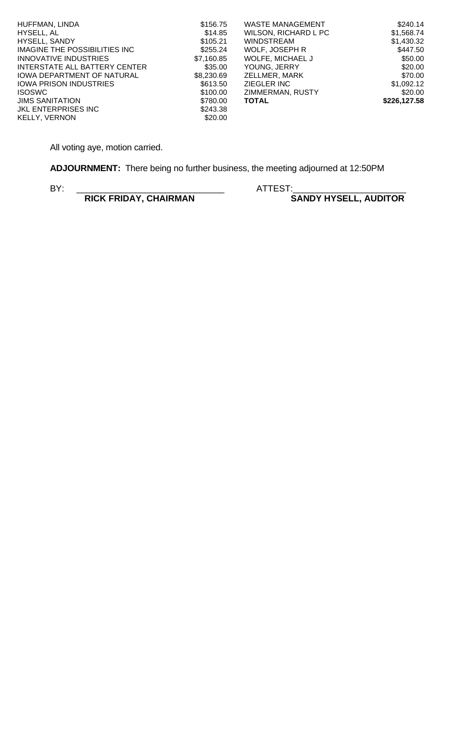| | | | |
|---|---|---|---|
| HUFFMAN, LINDA | $156.75 | WASTE MANAGEMENT | $240.14 |
| HYSELL, AL | $14.85 | WILSON, RICHARD L PC | $1,568.74 |
| HYSELL, SANDY | $105.21 | WINDSTREAM | $1,430.32 |
| IMAGINE THE POSSIBILITIES INC | $255.24 | WOLF, JOSEPH R | $447.50 |
| INNOVATIVE INDUSTRIES | $7,160.85 | WOLFE, MICHAEL J | $50.00 |
| INTERSTATE ALL BATTERY CENTER | $35.00 | YOUNG, JERRY | $20.00 |
| IOWA DEPARTMENT OF NATURAL | $8,230.69 | ZELLMER, MARK | $70.00 |
| IOWA PRISON INDUSTRIES | $613.50 | ZIEGLER INC | $1,092.12 |
| ISOSWC | $100.00 | ZIMMERMAN, RUSTY | $20.00 |
| JIMS SANITATION | $780.00 | **TOTAL** | **$226,127.58** |
| JKL ENTERPRISES INC | $243.38 | | |
| KELLY, VERNON | $20.00 | | |

All voting aye, motion carried.

**ADJOURNMENT:** There being no further business, the meeting adjourned at 12:50PM

BY: _____________________________ ATTEST:_____________________

**RICK FRIDAY, CHAIRMAN** **SANDY HYSELL, AUDITOR**